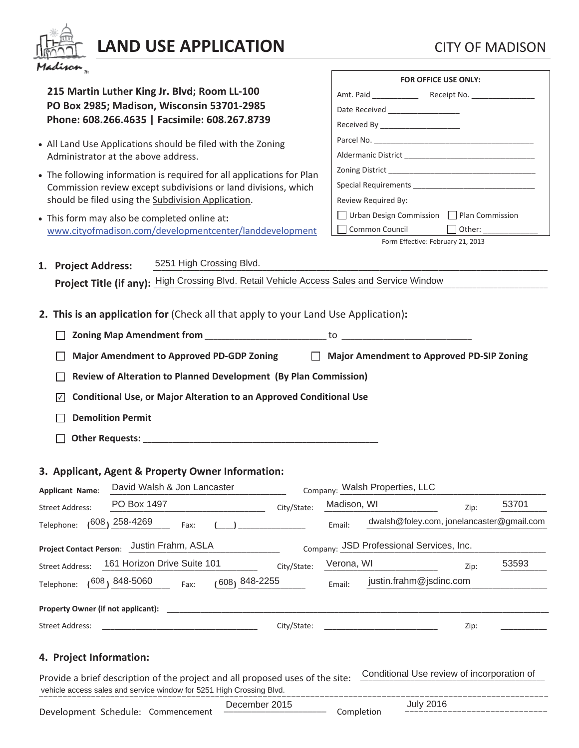# LAND USE APPLICATION

CITY OF MADISON

**215 Martin Luther King Jr. Blvd; Room LL-100**
**PO Box 2985; Madison, Wisconsin 53701-2985**
**Phone: 608.266.4635 | Facsimile: 608.267.8739**

- All Land Use Applications should be filed with the Zoning Administrator at the above address.
- The following information is required for all applications for Plan Commission review except subdivisions or land divisions, which should be filed using the Subdivision Application.
- This form may also be completed online at: www.cityofmadison.com/developmentcenter/landdevelopment

**FOR OFFICE USE ONLY:**

Amt. Paid __________ Receipt No. ______________
Date Received _______________
Received By _________________
Parcel No. ___________________________________
Aldermanic District ___________________________
Zoning District _______________________________
Special Requirements __________________________
Review Required By:
☐ Urban Design Commission ☐ Plan Commission
☐ Common Council ☐ Other: ___________

Form Effective: February 21, 2013

**1. Project Address:** 5251 High Crossing Blvd.

**Project Title (if any):** High Crossing Blvd. Retail Vehicle Access Sales and Service Window

**2. This is an application for** (Check all that apply to your Land Use Application)**:**

- ☐ **Zoning Map Amendment from** ______________________ to ________________________
- ☐ **Major Amendment to Approved PD-GDP Zoning**
- ☐ **Major Amendment to Approved PD-SIP Zoning**
- ☐ **Review of Alteration to Planned Development (By Plan Commission)**
- ☑ **Conditional Use, or Major Alteration to an Approved Conditional Use**
- ☐ **Demolition Permit**
- ☐ **Other Requests:** ____________________________________________

**3. Applicant, Agent & Property Owner Information:**

**Applicant Name:** David Walsh & Jon Lancaster Company: Walsh Properties, LLC
Street Address: PO Box 1497 City/State: Madison, WI Zip: 53701
Telephone: (608) 258-4269 Fax: (___) ____________ Email: dwalsh@foley.com, jonelancaster@gmail.com

**Project Contact Person:** Justin Frahm, ASLA Company: JSD Professional Services, Inc.
Street Address: 161 Horizon Drive Suite 101 City/State: Verona, WI Zip: 53593
Telephone: (608) 848-5060 Fax: (608) 848-2255 Email: justin.frahm@jsdinc.com

**Property Owner (if not applicant):** ______________________________________________
Street Address: ______________________________ City/State: ______________________ Zip: _________

**4. Project Information:**

Provide a brief description of the project and all proposed uses of the site: Conditional Use review of incorporation of vehicle access sales and service window for 5251 High Crossing Blvd.

Development Schedule: Commencement December 2015 Completion July 2016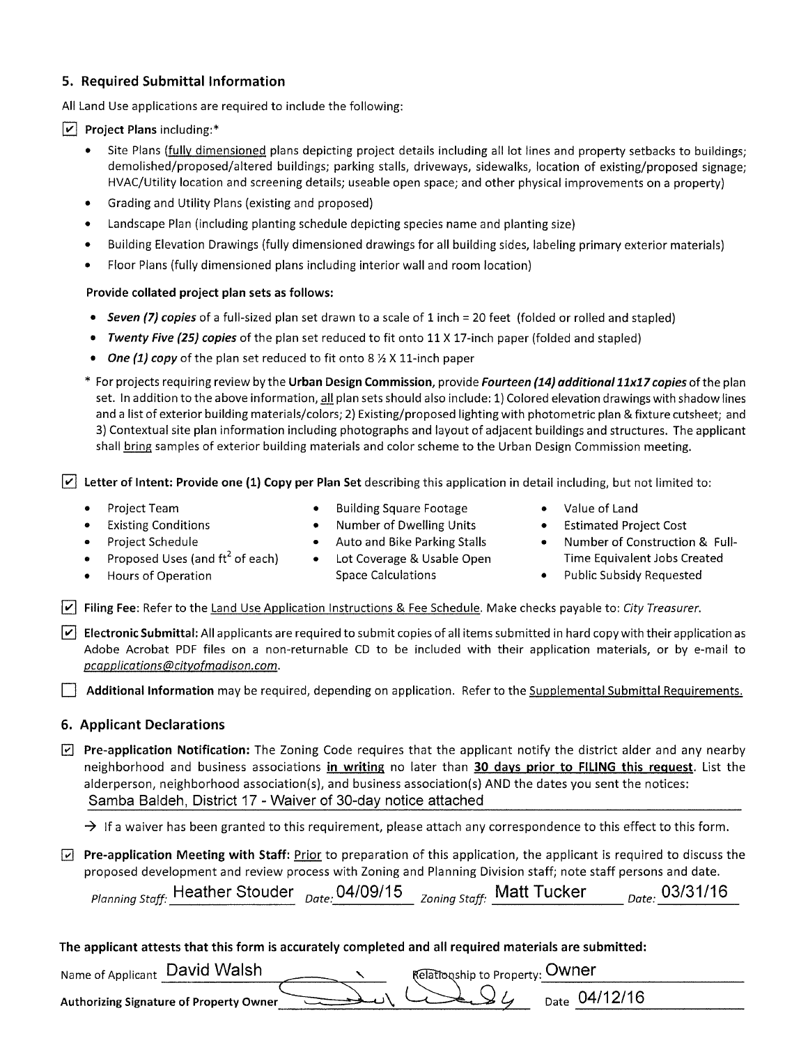## 5. Required Submittal Information

All Land Use applications are required to include the following:

☑ **Project Plans** including:*

- Site Plans (fully dimensioned plans depicting project details including all lot lines and property setbacks to buildings; demolished/proposed/altered buildings; parking stalls, driveways, sidewalks, location of existing/proposed signage; HVAC/Utility location and screening details; useable open space; and other physical improvements on a property)
- Grading and Utility Plans (existing and proposed)
- Landscape Plan (including planting schedule depicting species name and planting size)
- Building Elevation Drawings (fully dimensioned drawings for all building sides, labeling primary exterior materials)
- Floor Plans (fully dimensioned plans including interior wall and room location)

**Provide collated project plan sets as follows:**

- ***Seven (7) copies*** of a full-sized plan set drawn to a scale of 1 inch = 20 feet (folded or rolled and stapled)
- ***Twenty Five (25) copies*** of the plan set reduced to fit onto 11 X 17-inch paper (folded and stapled)
- ***One (1) copy*** of the plan set reduced to fit onto 8 ½ X 11-inch paper

\* For projects requiring review by the **Urban Design Commission**, provide ***Fourteen (14) additional 11x17 copies*** of the plan set. In addition to the above information, all plan sets should also include: 1) Colored elevation drawings with shadow lines and a list of exterior building materials/colors; 2) Existing/proposed lighting with photometric plan & fixture cutsheet; and 3) Contextual site plan information including photographs and layout of adjacent buildings and structures. The applicant shall bring samples of exterior building materials and color scheme to the Urban Design Commission meeting.

☑ **Letter of Intent: Provide one (1) Copy per Plan Set** describing this application in detail including, but not limited to:

- Project Team
- Existing Conditions
- Project Schedule
- Proposed Uses (and ft$^2$ of each)
- Hours of Operation
- Building Square Footage
- Number of Dwelling Units
- Auto and Bike Parking Stalls
- Lot Coverage & Usable Open Space Calculations
- Value of Land
- Estimated Project Cost
- Number of Construction & Full-Time Equivalent Jobs Created
- Public Subsidy Requested

☑ **Filing Fee**: Refer to the Land Use Application Instructions & Fee Schedule. Make checks payable to: *City Treasurer.*

☑ **Electronic Submittal:** All applicants are required to submit copies of all items submitted in hard copy with their application as Adobe Acrobat PDF files on a non-returnable CD to be included with their application materials, or by e-mail to *pcapplications@cityofmadison.com*.

☐ **Additional Information** may be required, depending on application. Refer to the Supplemental Submittal Requirements.

## 6. Applicant Declarations

☑ **Pre-application Notification:** The Zoning Code requires that the applicant notify the district alder and any nearby neighborhood and business associations **in writing** no later than **30 days prior to FILING this request**. List the alderperson, neighborhood association(s), and business association(s) AND the dates you sent the notices:
Samba Baldeh, District 17 - Waiver of 30-day notice attached

→ If a waiver has been granted to this requirement, please attach any correspondence to this effect to this form.

☑ **Pre-application Meeting with Staff:** Prior to preparation of this application, the applicant is required to discuss the proposed development and review process with Zoning and Planning Division staff; note staff persons and date.

*Planning Staff:* Heather Stouder *Date:* 04/09/15 *Zoning Staff:* Matt Tucker *Date:* 03/31/16

**The applicant attests that this form is accurately completed and all required materials are submitted:**

Name of Applicant David Walsh Relationship to Property: Owner

**Authorizing Signature of Property Owner** [signature] Date 04/12/16